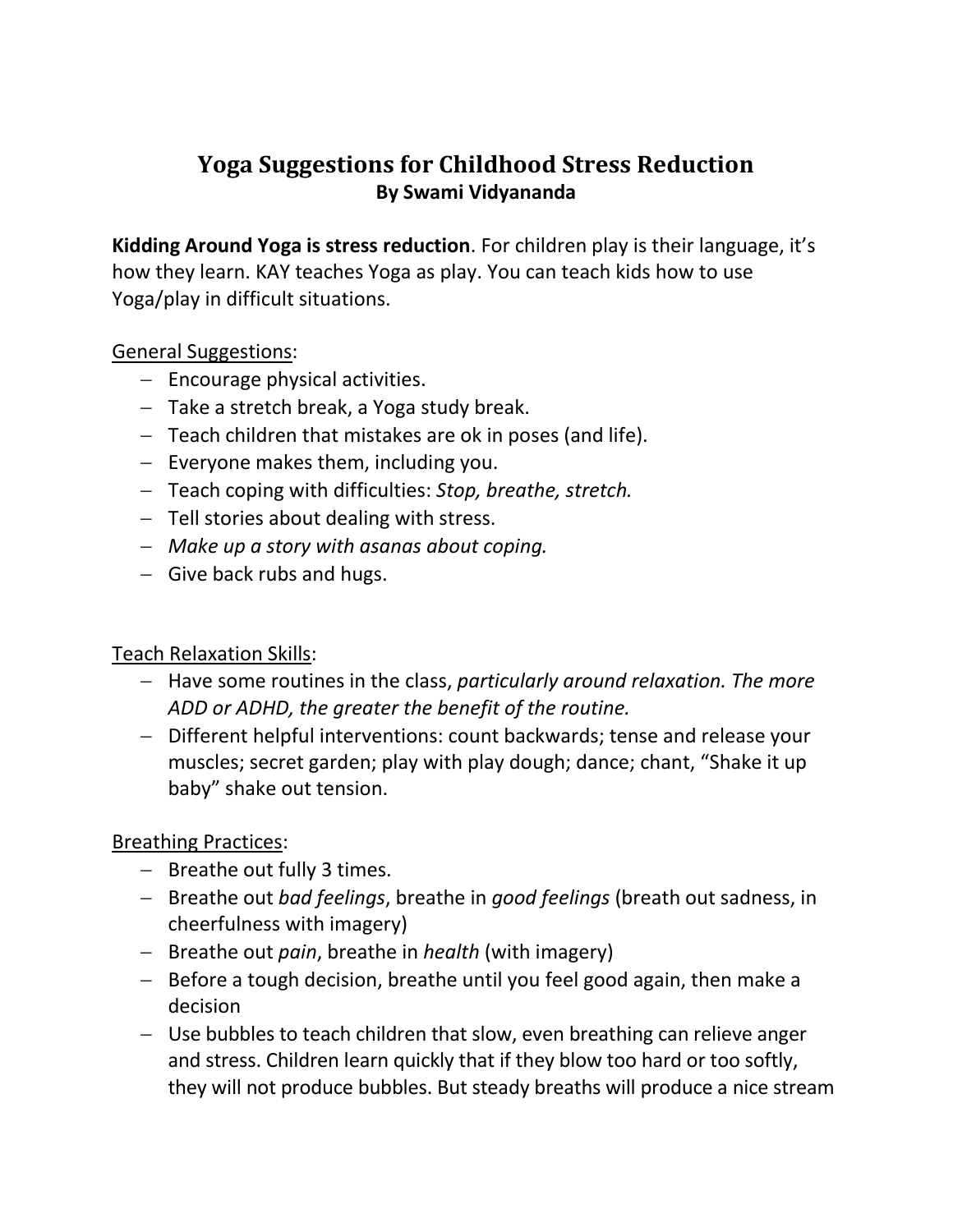# Yoga Suggestions for Childhood Stress Reduction

**By Swami Vidyananda**

**Kidding Around Yoga is stress reduction**. For children play is their language, it's how they learn. KAY teaches Yoga as play. You can teach kids how to use Yoga/play in difficult situations.

<u>General Suggestions</u>:

- Encourage physical activities.
- Take a stretch break, a Yoga study break.
- Teach children that mistakes are ok in poses (and life).
- Everyone makes them, including you.
- Teach coping with difficulties: *Stop, breathe, stretch.*
- Tell stories about dealing with stress.
- *Make up a story with asanas about coping.*
- Give back rubs and hugs.

<u>Teach Relaxation Skills</u>:

- Have some routines in the class, *particularly around relaxation. The more ADD or ADHD, the greater the benefit of the routine.*
- Different helpful interventions: count backwards; tense and release your muscles; secret garden; play with play dough; dance; chant, "Shake it up baby" shake out tension.

<u>Breathing Practices</u>:

- Breathe out fully 3 times.
- Breathe out *bad feelings*, breathe in *good feelings* (breath out sadness, in cheerfulness with imagery)
- Breathe out *pain*, breathe in *health* (with imagery)
- Before a tough decision, breathe until you feel good again, then make a decision
- Use bubbles to teach children that slow, even breathing can relieve anger and stress. Children learn quickly that if they blow too hard or too softly, they will not produce bubbles. But steady breaths will produce a nice stream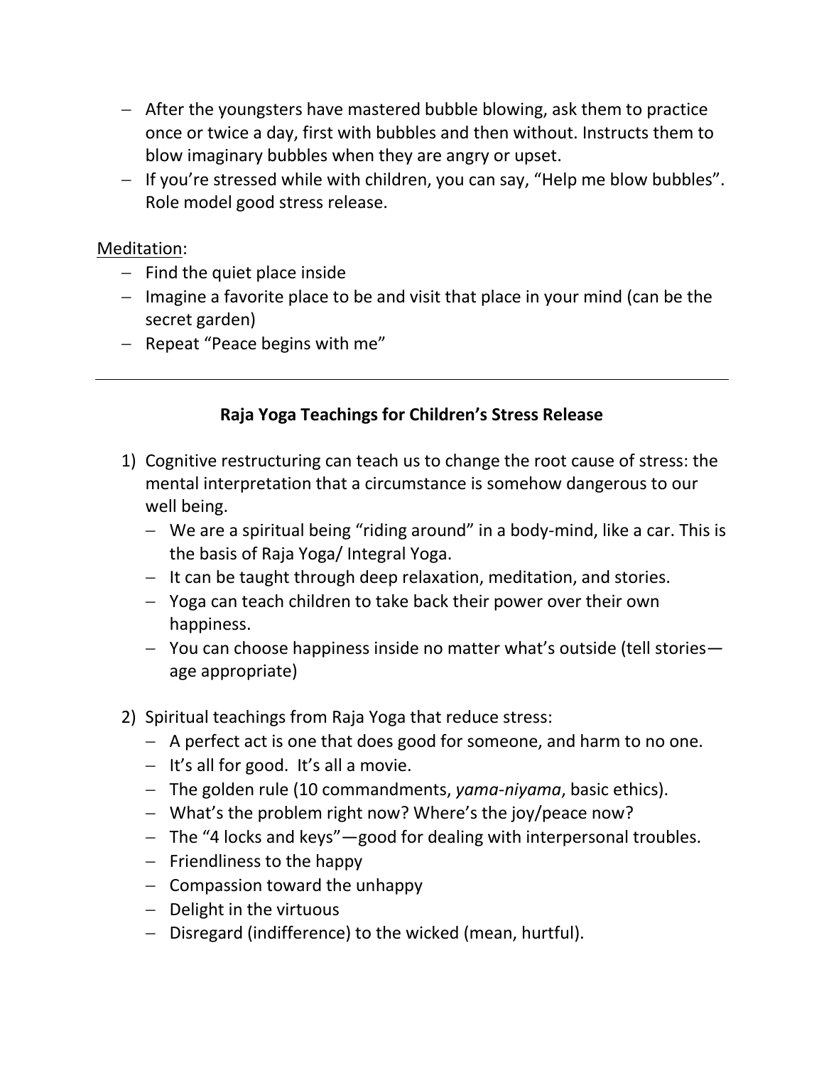- After the youngsters have mastered bubble blowing, ask them to practice once or twice a day, first with bubbles and then without. Instructs them to blow imaginary bubbles when they are angry or upset.
- If you're stressed while with children, you can say, "Help me blow bubbles". Role model good stress release.

<u>Meditation</u>:

- Find the quiet place inside
- Imagine a favorite place to be and visit that place in your mind (can be the secret garden)
- Repeat "Peace begins with me"

---

**Raja Yoga Teachings for Children's Stress Release**

1) Cognitive restructuring can teach us to change the root cause of stress: the mental interpretation that a circumstance is somehow dangerous to our well being.
   - We are a spiritual being "riding around" in a body-mind, like a car. This is the basis of Raja Yoga/ Integral Yoga.
   - It can be taught through deep relaxation, meditation, and stories.
   - Yoga can teach children to take back their power over their own happiness.
   - You can choose happiness inside no matter what's outside (tell stories—age appropriate)

2) Spiritual teachings from Raja Yoga that reduce stress:
   - A perfect act is one that does good for someone, and harm to no one.
   - It's all for good. It's all a movie.
   - The golden rule (10 commandments, *yama-niyama*, basic ethics).
   - What's the problem right now? Where's the joy/peace now?
   - The "4 locks and keys"—good for dealing with interpersonal troubles.
   - Friendliness to the happy
   - Compassion toward the unhappy
   - Delight in the virtuous
   - Disregard (indifference) to the wicked (mean, hurtful).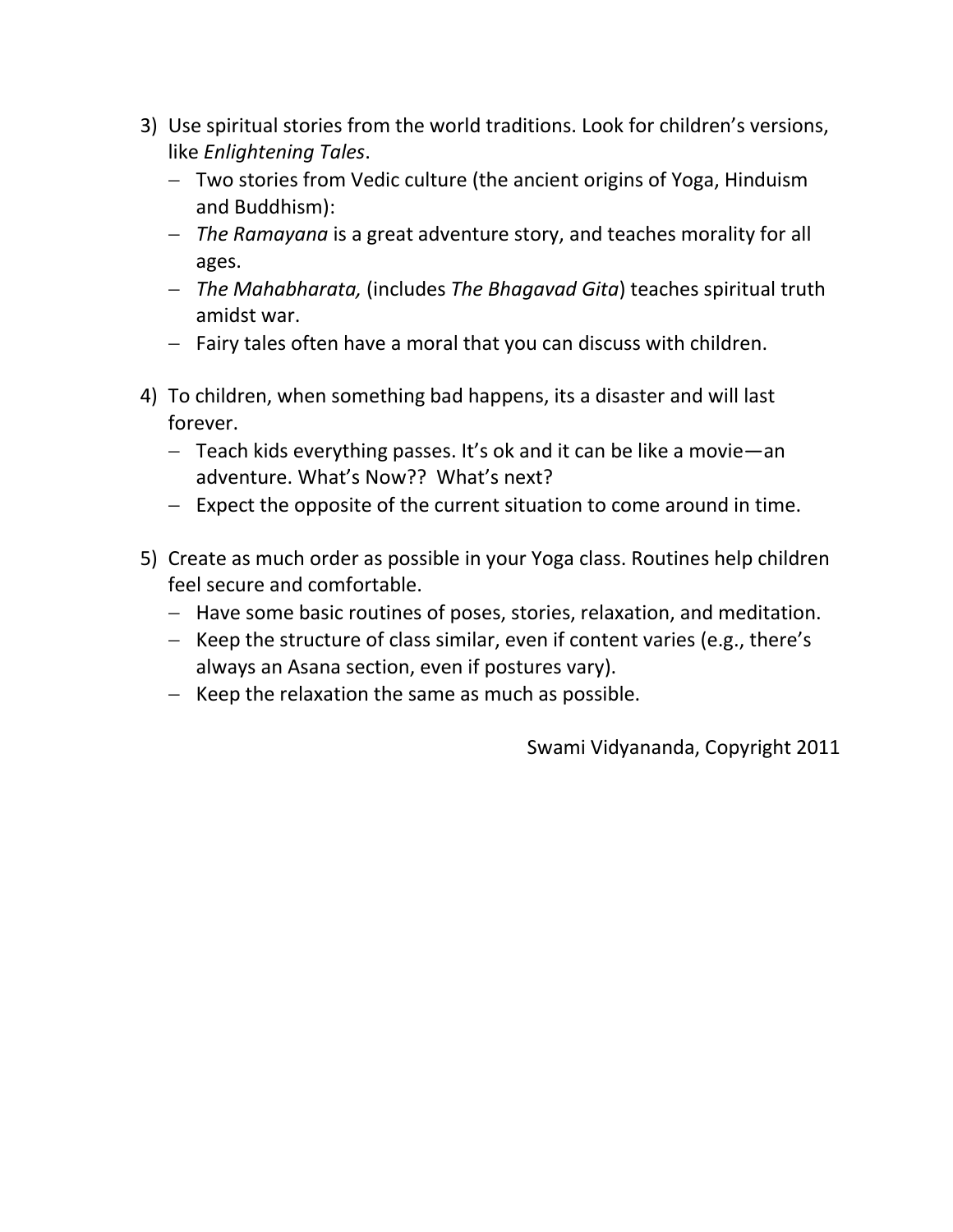3) Use spiritual stories from the world traditions. Look for children's versions, like *Enlightening Tales*.
   - Two stories from Vedic culture (the ancient origins of Yoga, Hinduism and Buddhism):
   - *The Ramayana* is a great adventure story, and teaches morality for all ages.
   - *The Mahabharata,* (includes *The Bhagavad Gita*) teaches spiritual truth amidst war.
   - Fairy tales often have a moral that you can discuss with children.

4) To children, when something bad happens, its a disaster and will last forever.
   - Teach kids everything passes. It's ok and it can be like a movie—an adventure. What's Now?? What's next?
   - Expect the opposite of the current situation to come around in time.

5) Create as much order as possible in your Yoga class. Routines help children feel secure and comfortable.
   - Have some basic routines of poses, stories, relaxation, and meditation.
   - Keep the structure of class similar, even if content varies (e.g., there's always an Asana section, even if postures vary).
   - Keep the relaxation the same as much as possible.

Swami Vidyananda, Copyright 2011